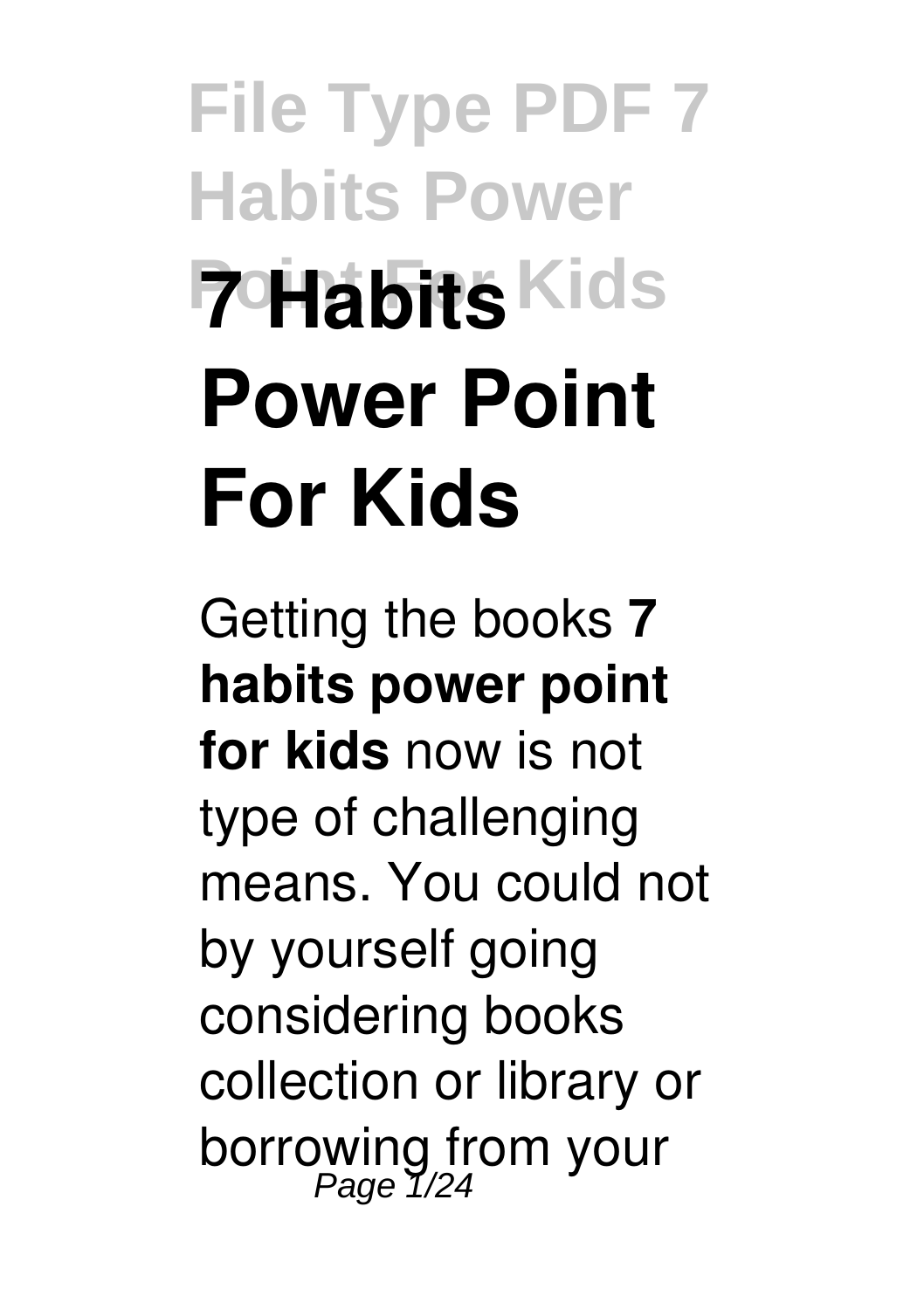# 7 Habits Power Point For Kids

Getting the books **7 habits power point for kids** now is not type of challenging means. You could not by yourself going considering books collection or library or borrowing from your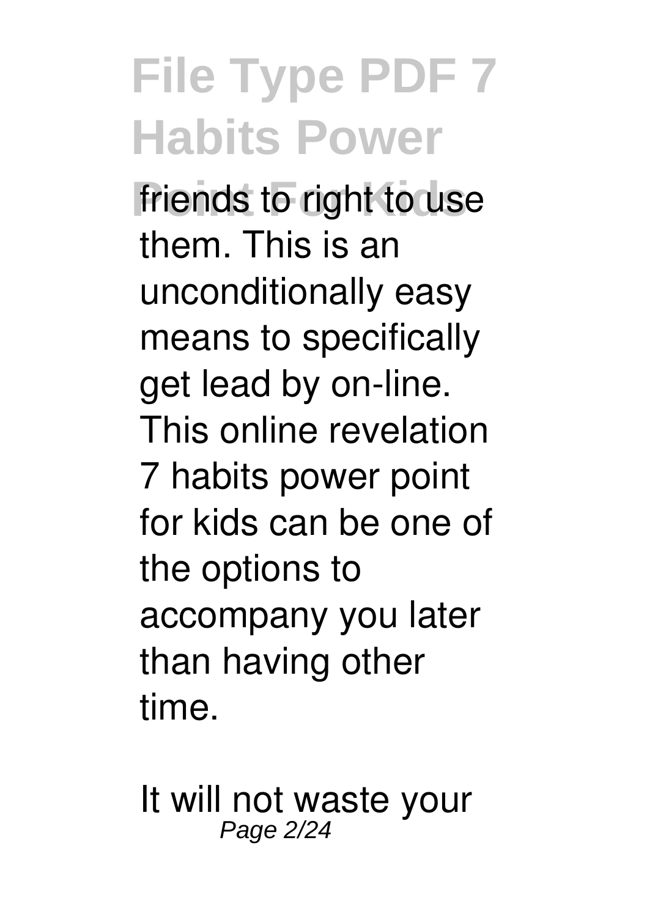friends to right to use them. This is an unconditionally easy means to specifically get lead by on-line. This online revelation 7 habits power point for kids can be one of the options to accompany you later than having other time.

It will not waste your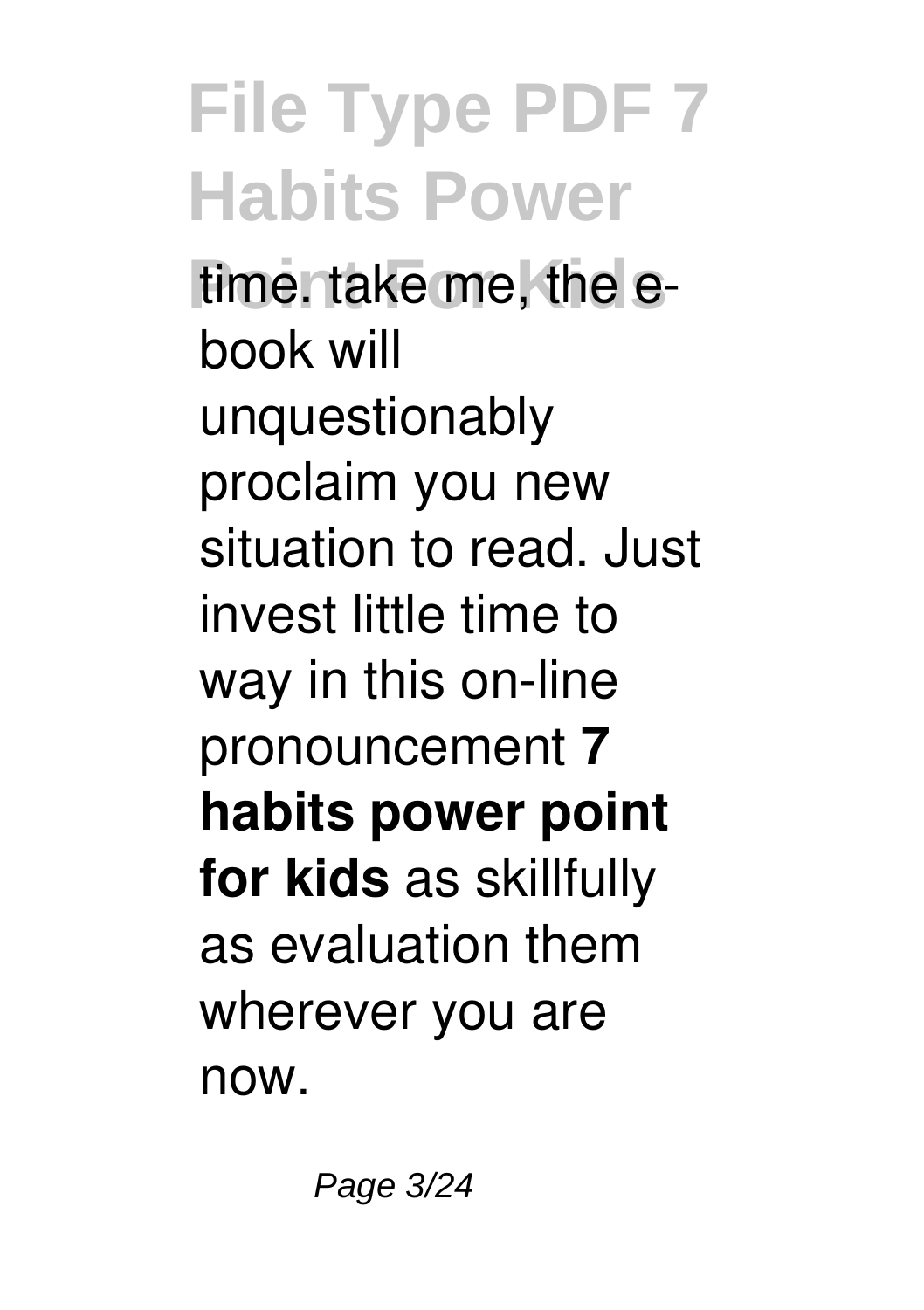time. take me, the e-book will unquestionably proclaim you new situation to read. Just invest little time to way in this on-line pronouncement **7 habits power point for kids** as skillfully as evaluation them wherever you are now.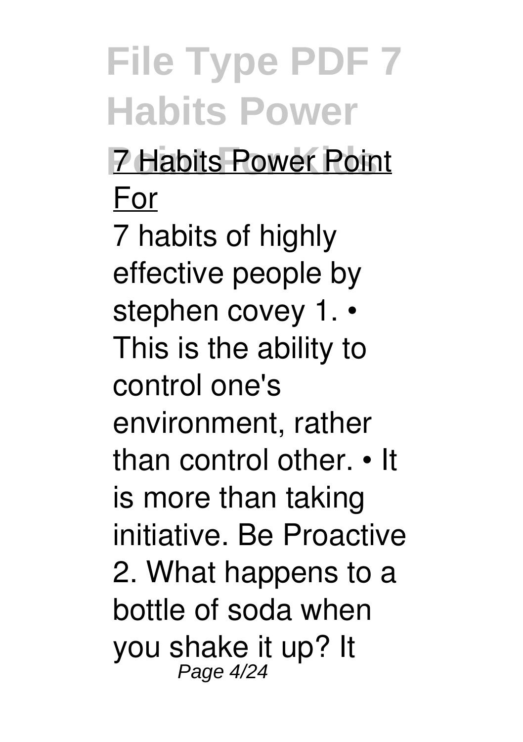7 Habits Power Point For

7 habits of highly effective people by stephen covey 1. • This is the ability to control one's environment, rather than control other. • It is more than taking initiative. Be Proactive 2. What happens to a bottle of soda when you shake it up? It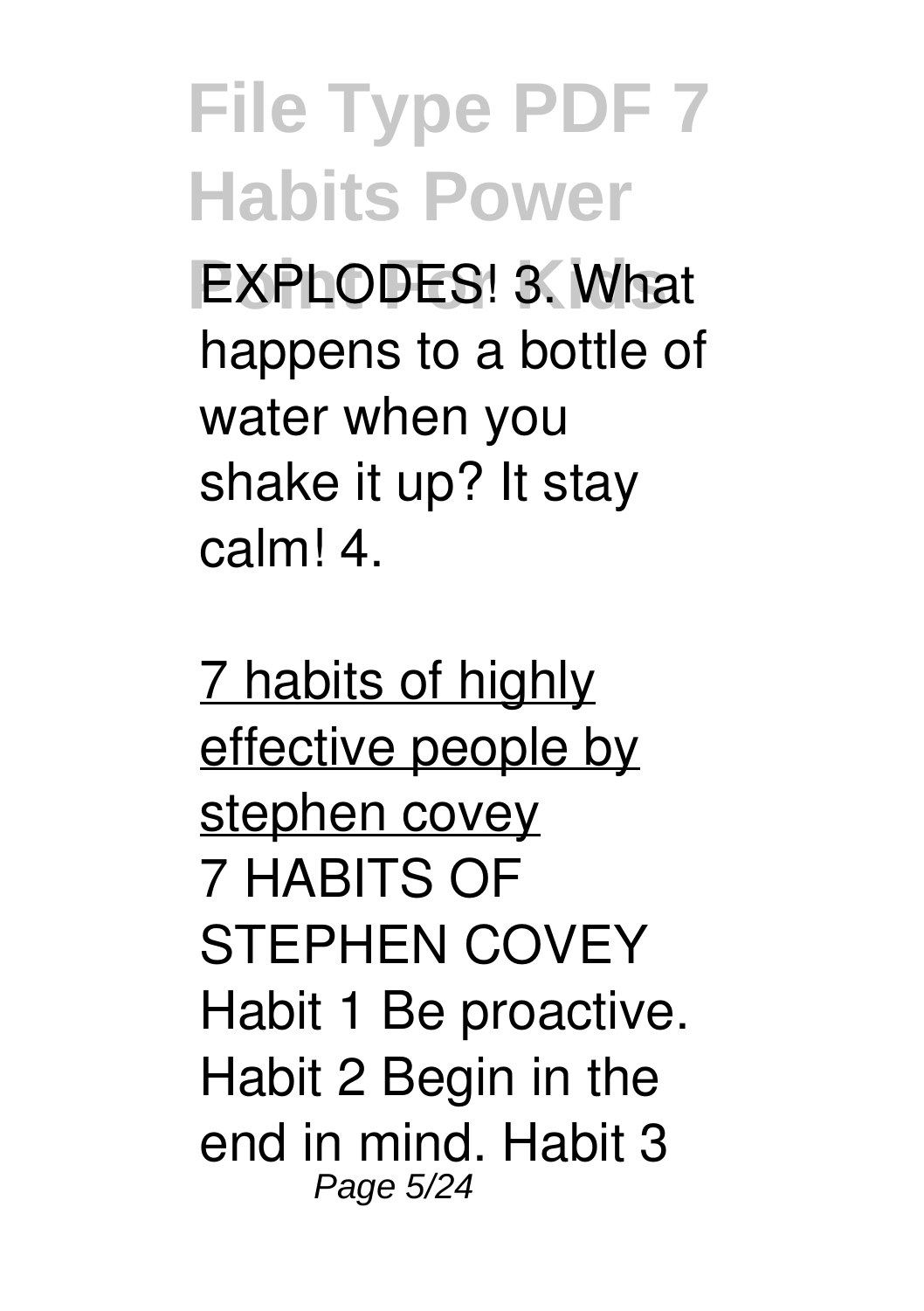EXPLODES! 3. What happens to a bottle of water when you shake it up? It stay calm! 4.

[7 habits of highly effective people by stephen covey](#)

7 HABITS OF STEPHEN COVEY Habit 1 Be proactive. Habit 2 Begin in the end in mind. Habit 3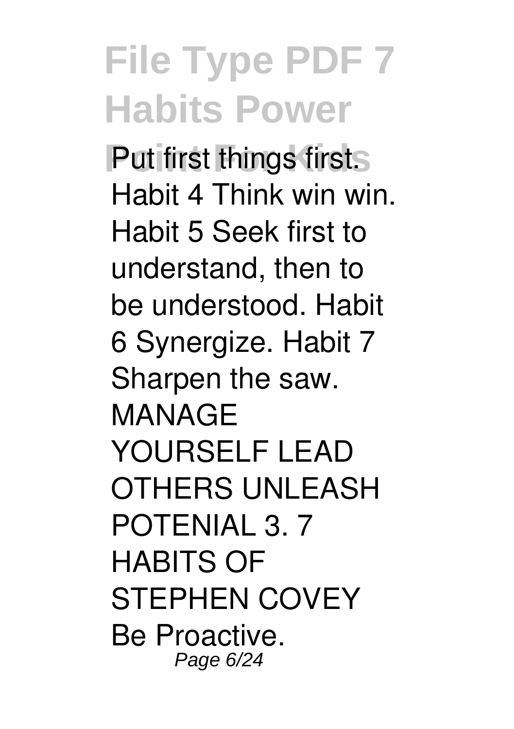Put first things first. Habit 4 Think win win. Habit 5 Seek first to understand, then to be understood. Habit 6 Synergize. Habit 7 Sharpen the saw. MANAGE YOURSELF LEAD OTHERS UNLEASH POTENIAL 3. 7 HABITS OF STEPHEN COVEY Be Proactive.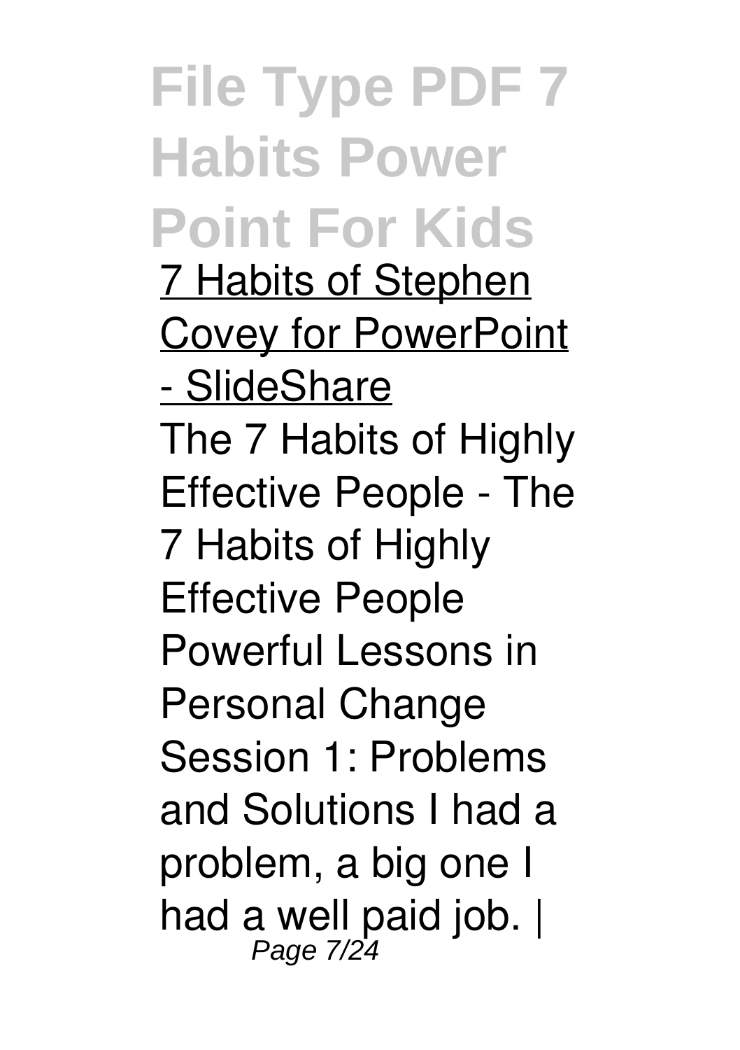7 Habits of Stephen Covey for PowerPoint - SlideShare

The 7 Habits of Highly Effective People - The 7 Habits of Highly Effective People Powerful Lessons in Personal Change Session 1: Problems and Solutions I had a problem, a big one I had a well paid job. |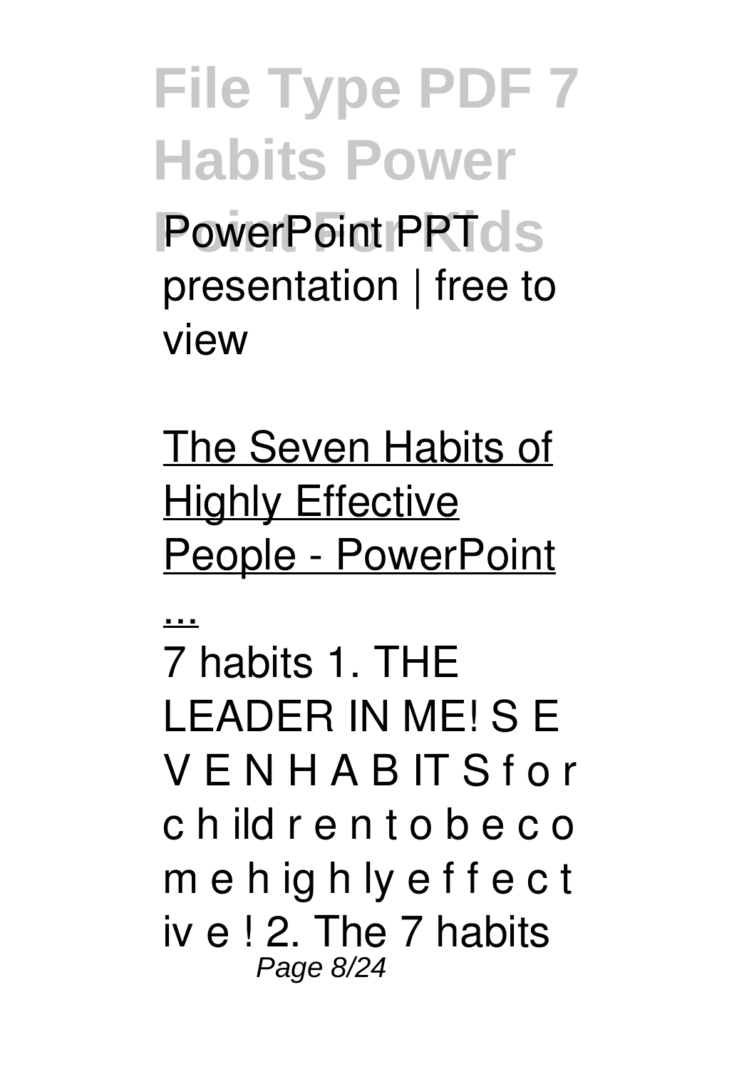PowerPoint PPT presentation | free to view

The Seven Habits of Highly Effective People - PowerPoint ...

7 habits 1. THE LEADER IN ME! S E V E N H A B IT S f o r c h ild r e n t o b e c o m e h ig h ly e f f e c t iv e ! 2. The 7 habits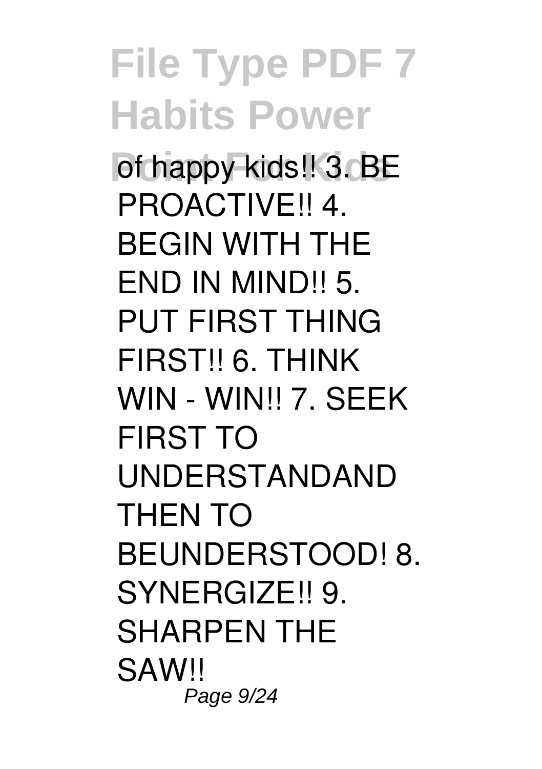of happy kids!! 3. BE PROACTIVE!! 4. BEGIN WITH THE END IN MIND!! 5. PUT FIRST THING FIRST!! 6. THINK WIN - WIN!! 7. SEEK FIRST TO UNDERSTANDAND THEN TO BEUNDERSTOOD! 8. SYNERGIZE!! 9. SHARPEN THE SAW!!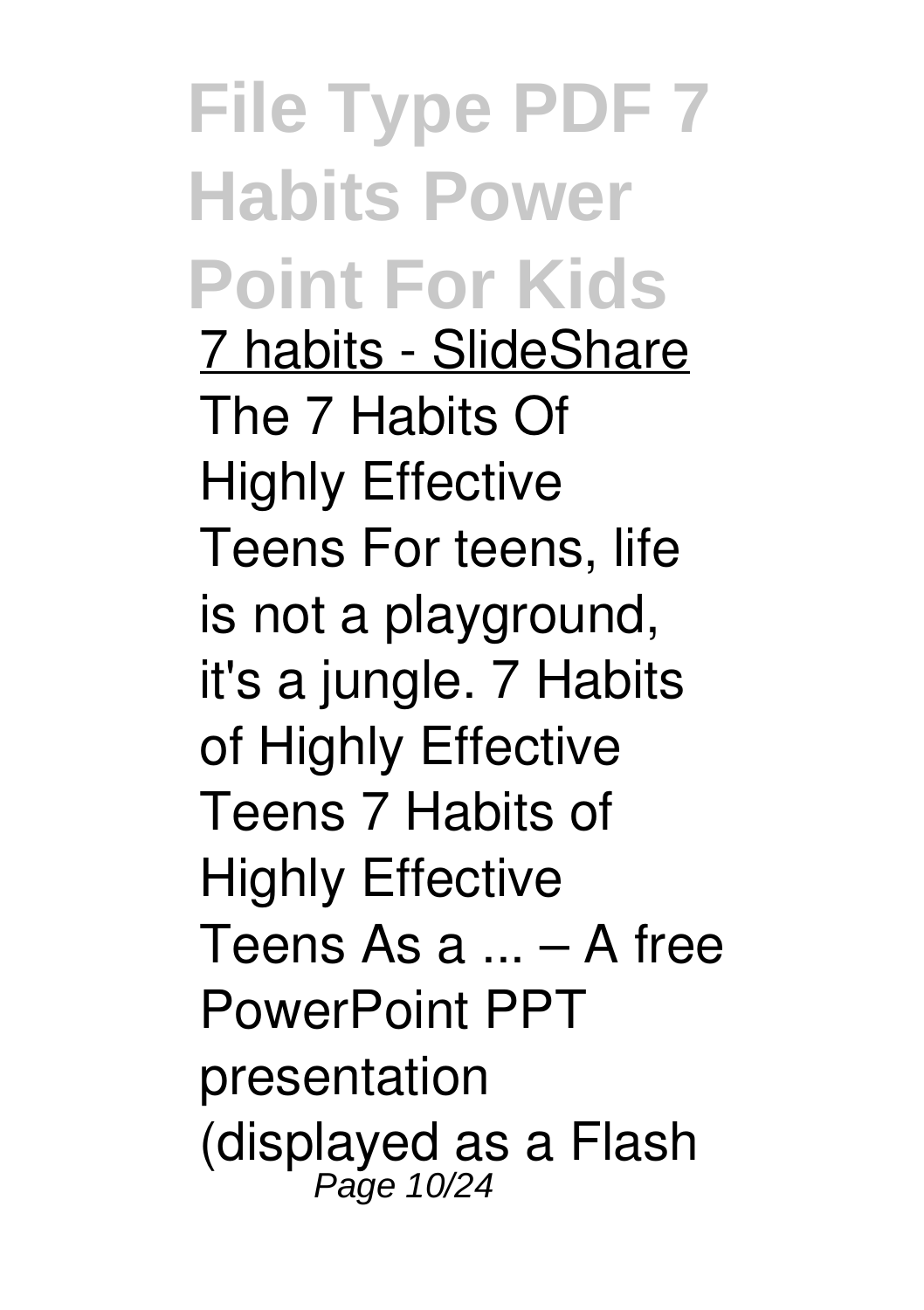7 habits - SlideShare

The 7 Habits Of Highly Effective Teens For teens, life is not a playground, it's a jungle. 7 Habits of Highly Effective Teens 7 Habits of Highly Effective Teens As a ... – A free PowerPoint PPT presentation (displayed as a Flash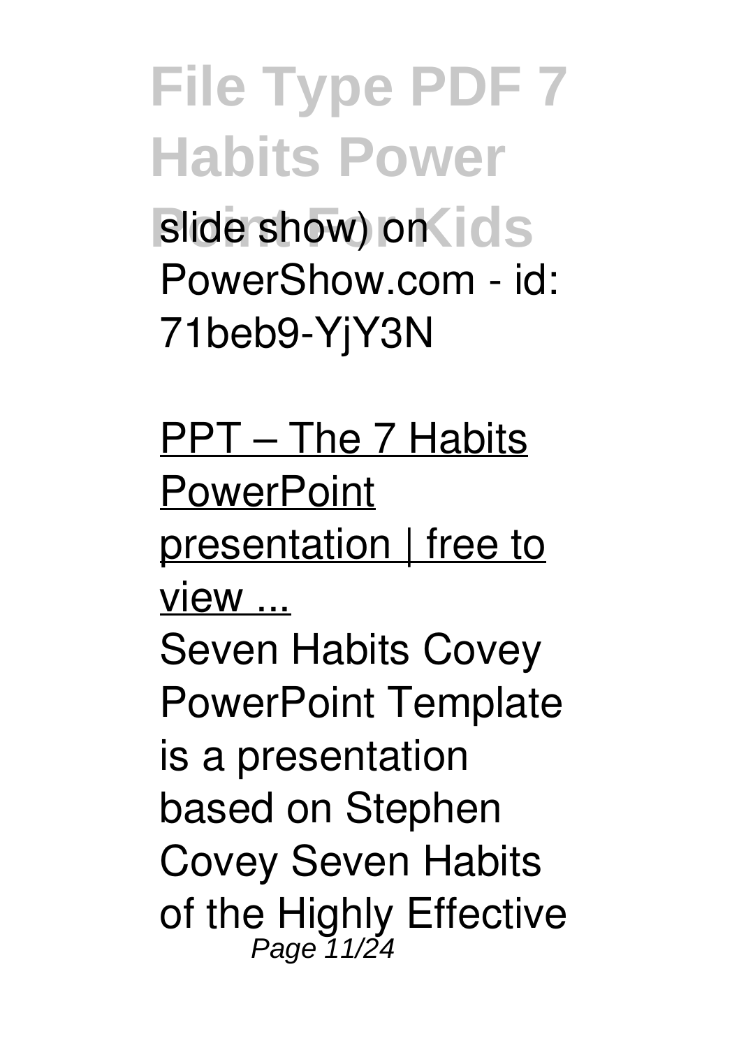slide show) on PowerShow.com - id: 71beb9-YjY3N

PPT – The 7 Habits PowerPoint presentation | free to view ...

Seven Habits Covey PowerPoint Template is a presentation based on Stephen Covey Seven Habits of the Highly Effective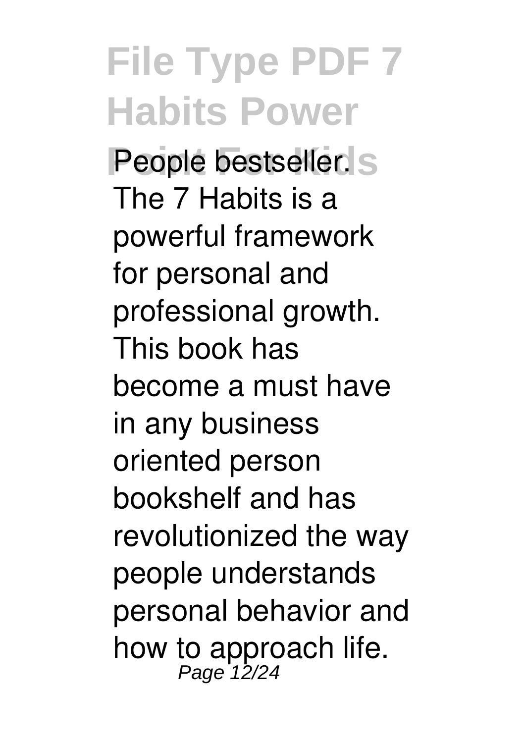People bestseller. The 7 Habits is a powerful framework for personal and professional growth. This book has become a must have in any business oriented person bookshelf and has revolutionized the way people understands personal behavior and how to approach life.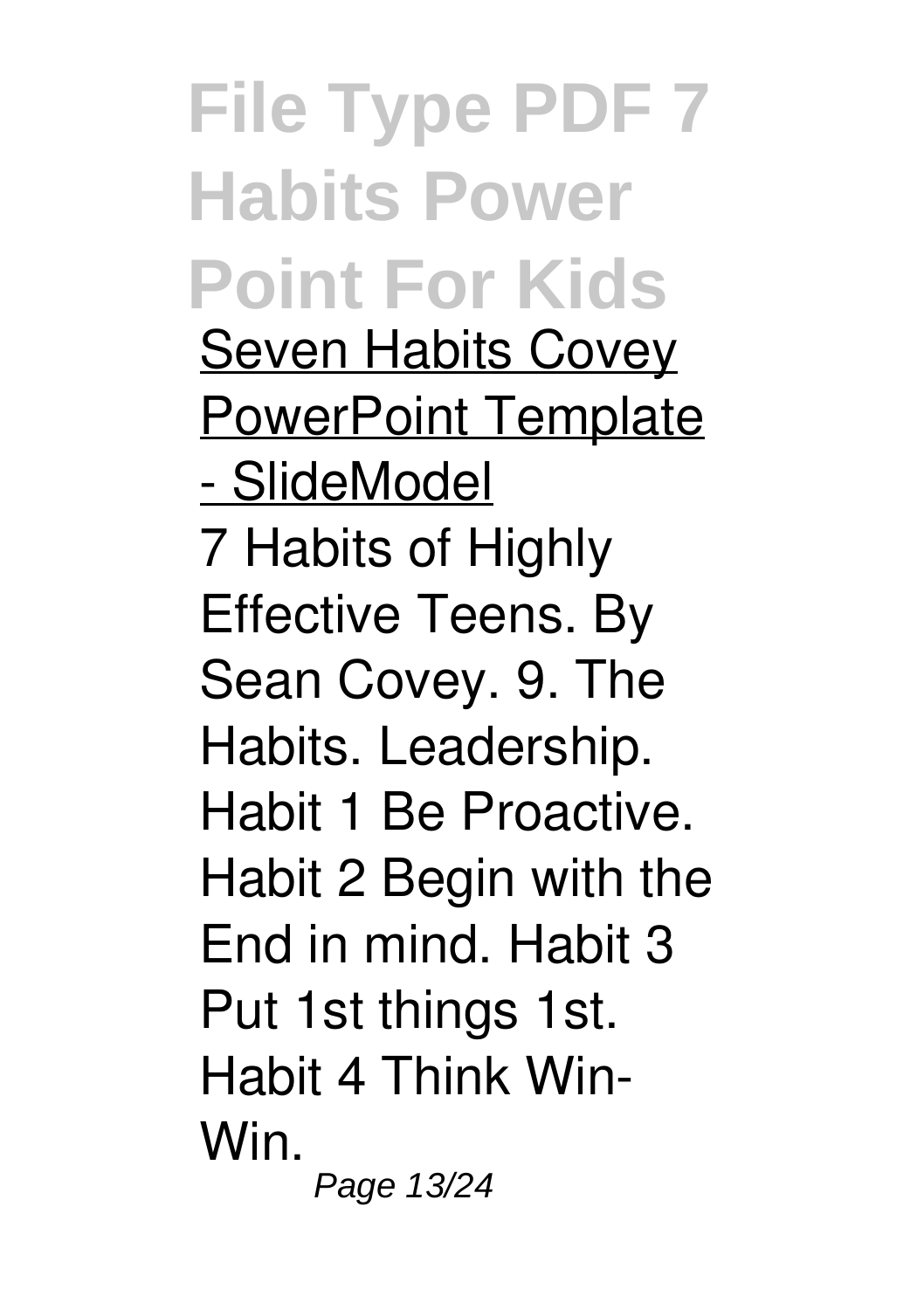Seven Habits Covey PowerPoint Template - SlideModel

7 Habits of Highly Effective Teens. By Sean Covey. 9. The Habits. Leadership. Habit 1 Be Proactive. Habit 2 Begin with the End in mind. Habit 3 Put 1st things 1st. Habit 4 Think Win-Win.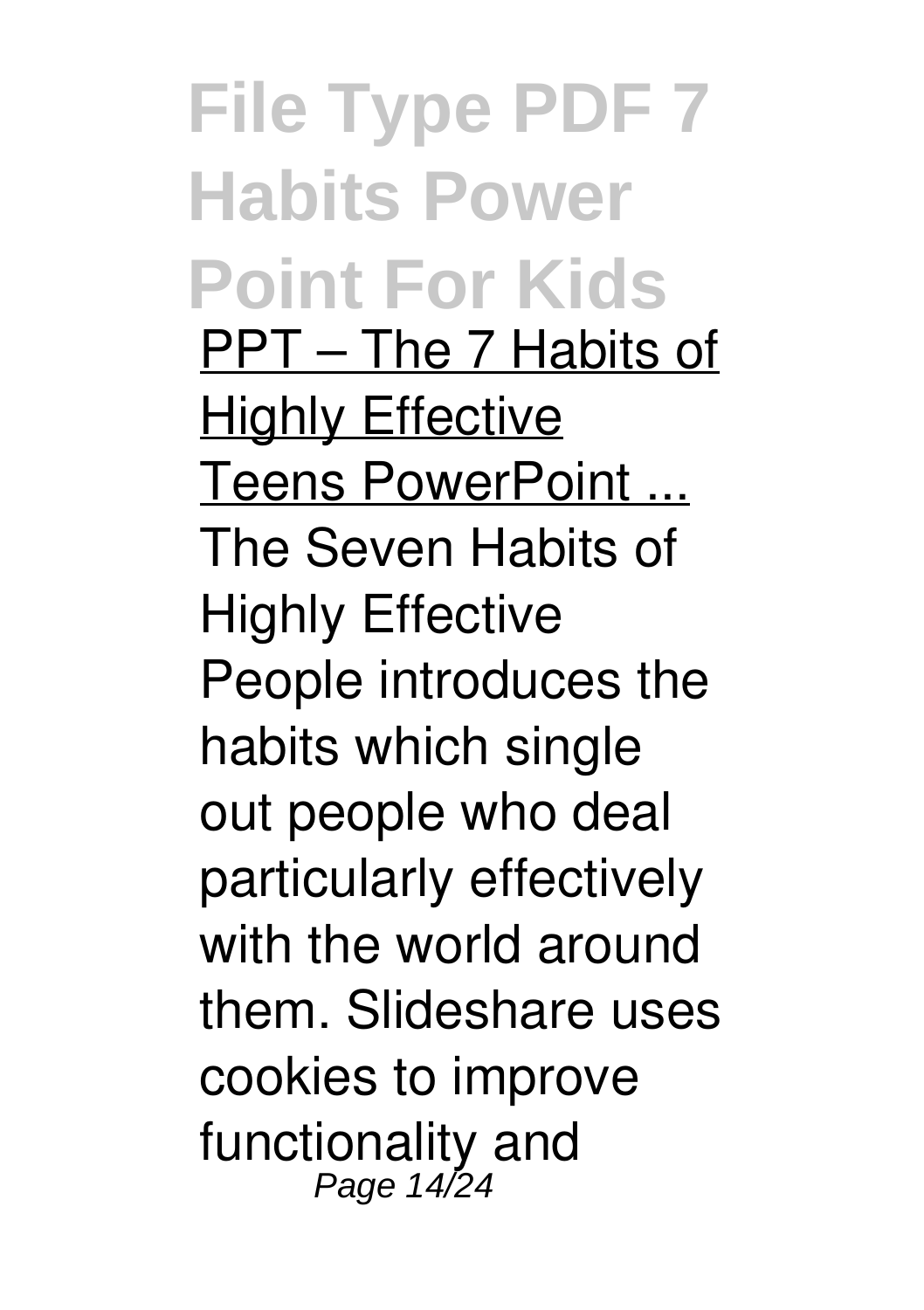PPT – The 7 Habits of Highly Effective Teens PowerPoint ...

The Seven Habits of Highly Effective People introduces the habits which single out people who deal particularly effectively with the world around them. Slideshare uses cookies to improve functionality and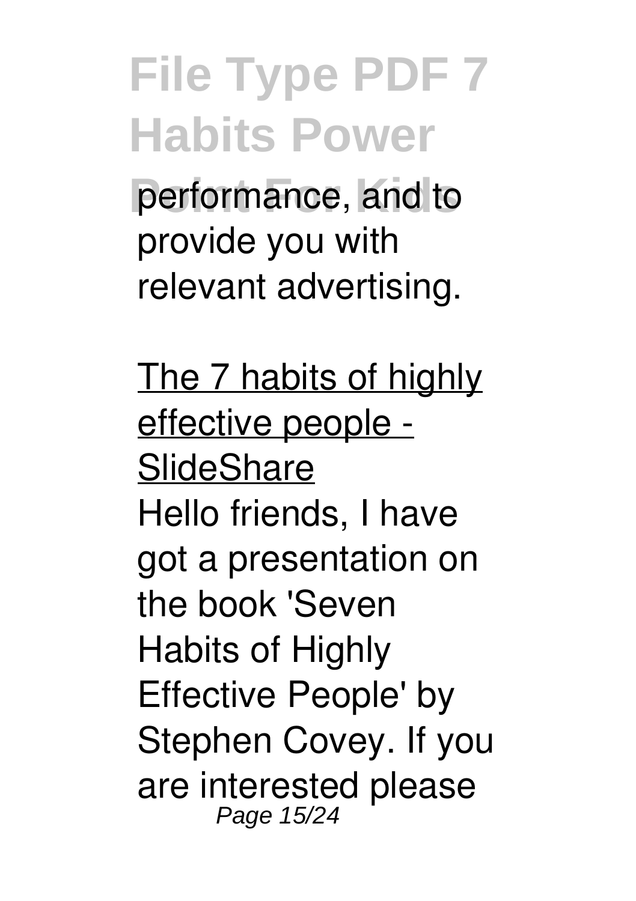performance, and to provide you with relevant advertising.

The 7 habits of highly effective people - SlideShare

Hello friends, I have got a presentation on the book 'Seven Habits of Highly Effective People' by Stephen Covey. If you are interested please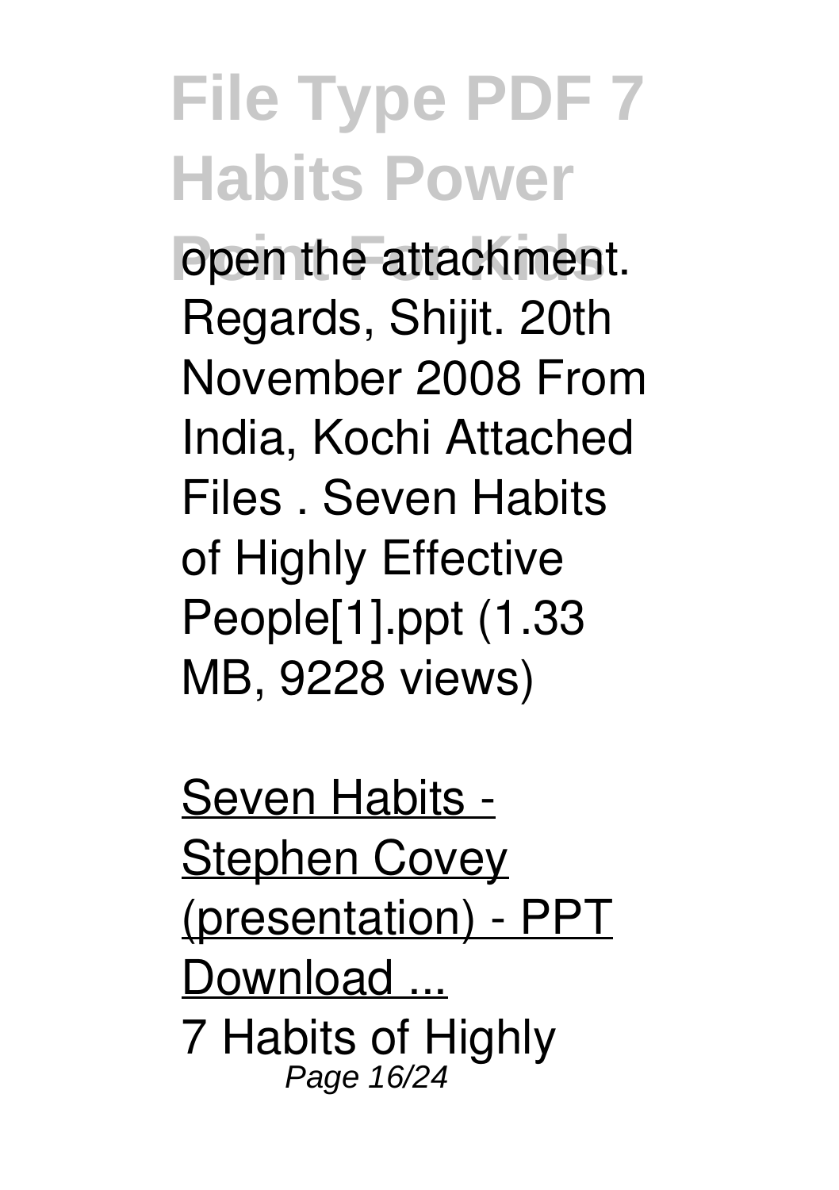open the attachment. Regards, Shijit. 20th November 2008 From India, Kochi Attached Files . Seven Habits of Highly Effective People[1].ppt (1.33 MB, 9228 views)

Seven Habits - Stephen Covey (presentation) - PPT Download ...

7 Habits of Highly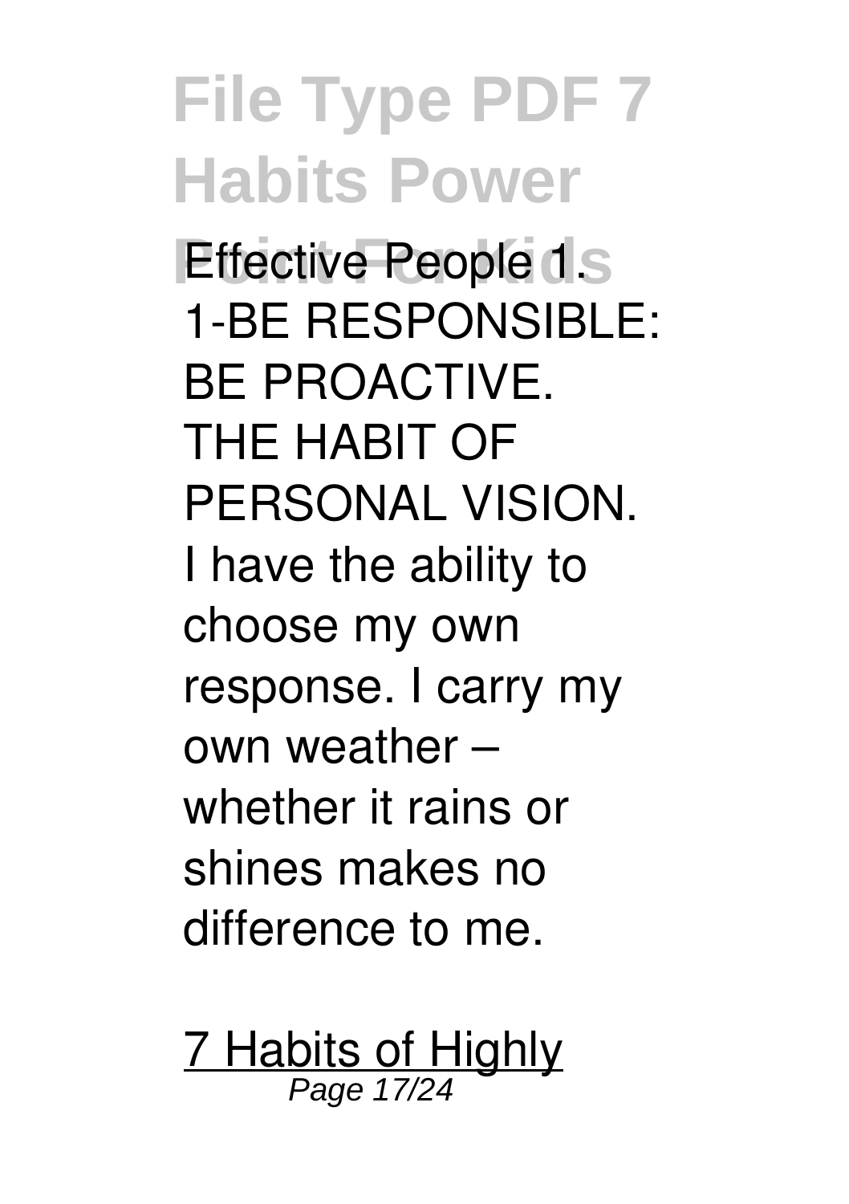Effective People 1. 1-BE RESPONSIBLE: BE PROACTIVE. THE HABIT OF PERSONAL VISION. I have the ability to choose my own response. I carry my own weather – whether it rains or shines makes no difference to me.

7 Habits of Highly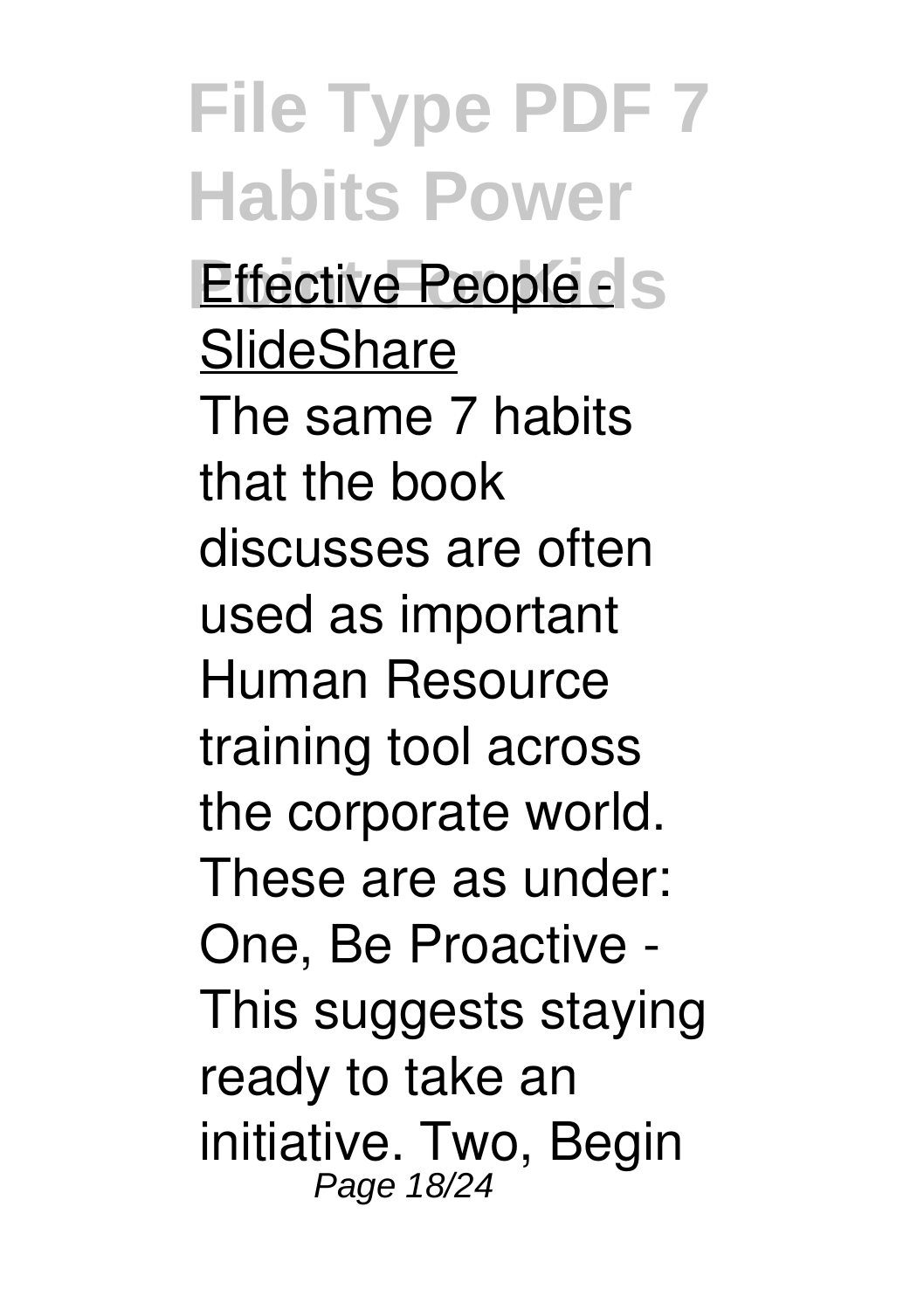Effective People - SlideShare

The same 7 habits that the book discusses are often used as important Human Resource training tool across the corporate world. These are as under: One, Be Proactive - This suggests staying ready to take an initiative. Two, Begin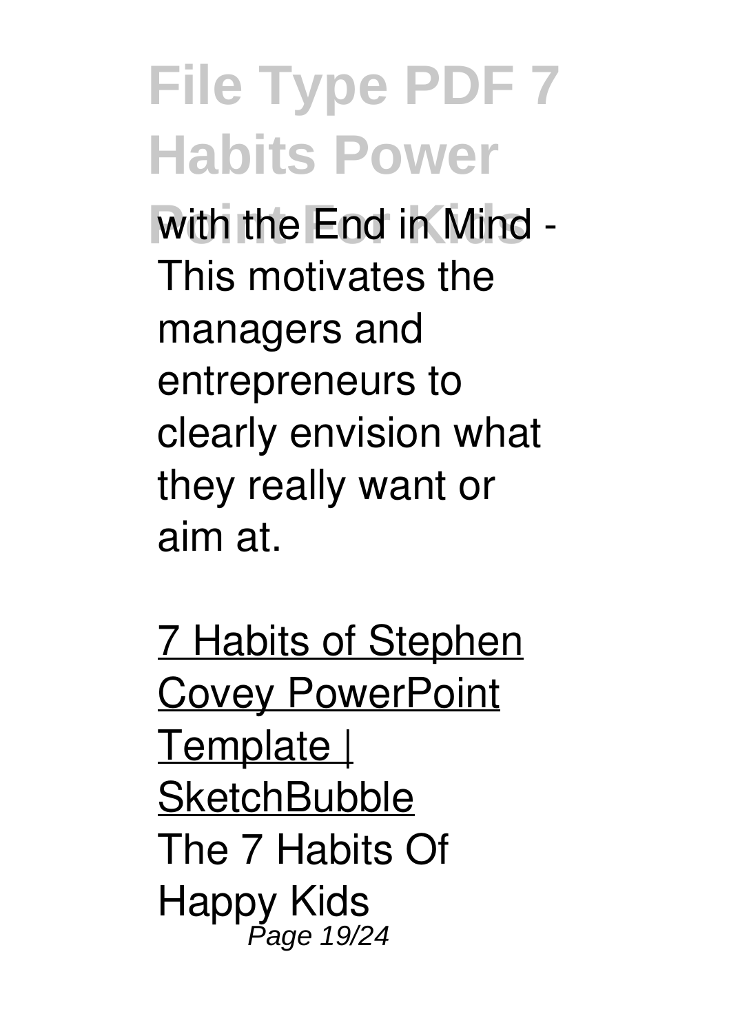with the End in Mind - This motivates the managers and entrepreneurs to clearly envision what they really want or aim at.

7 Habits of Stephen Covey PowerPoint Template | SketchBubble

The 7 Habits Of Happy Kids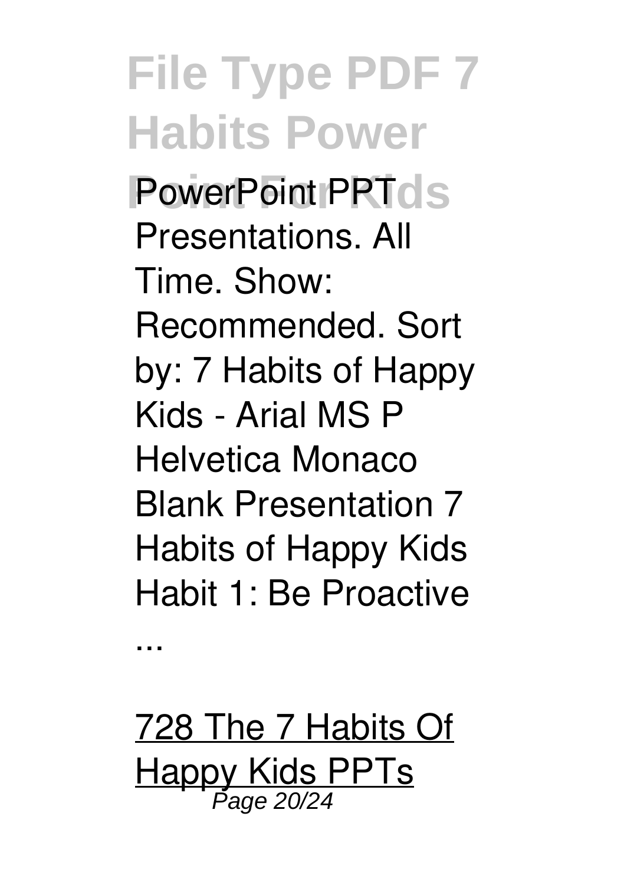PowerPoint PPT Presentations. All Time. Show: Recommended. Sort by: 7 Habits of Happy Kids - Arial MS P Helvetica Monaco Blank Presentation 7 Habits of Happy Kids Habit 1: Be Proactive ...

728 The 7 Habits Of Happy Kids PPTs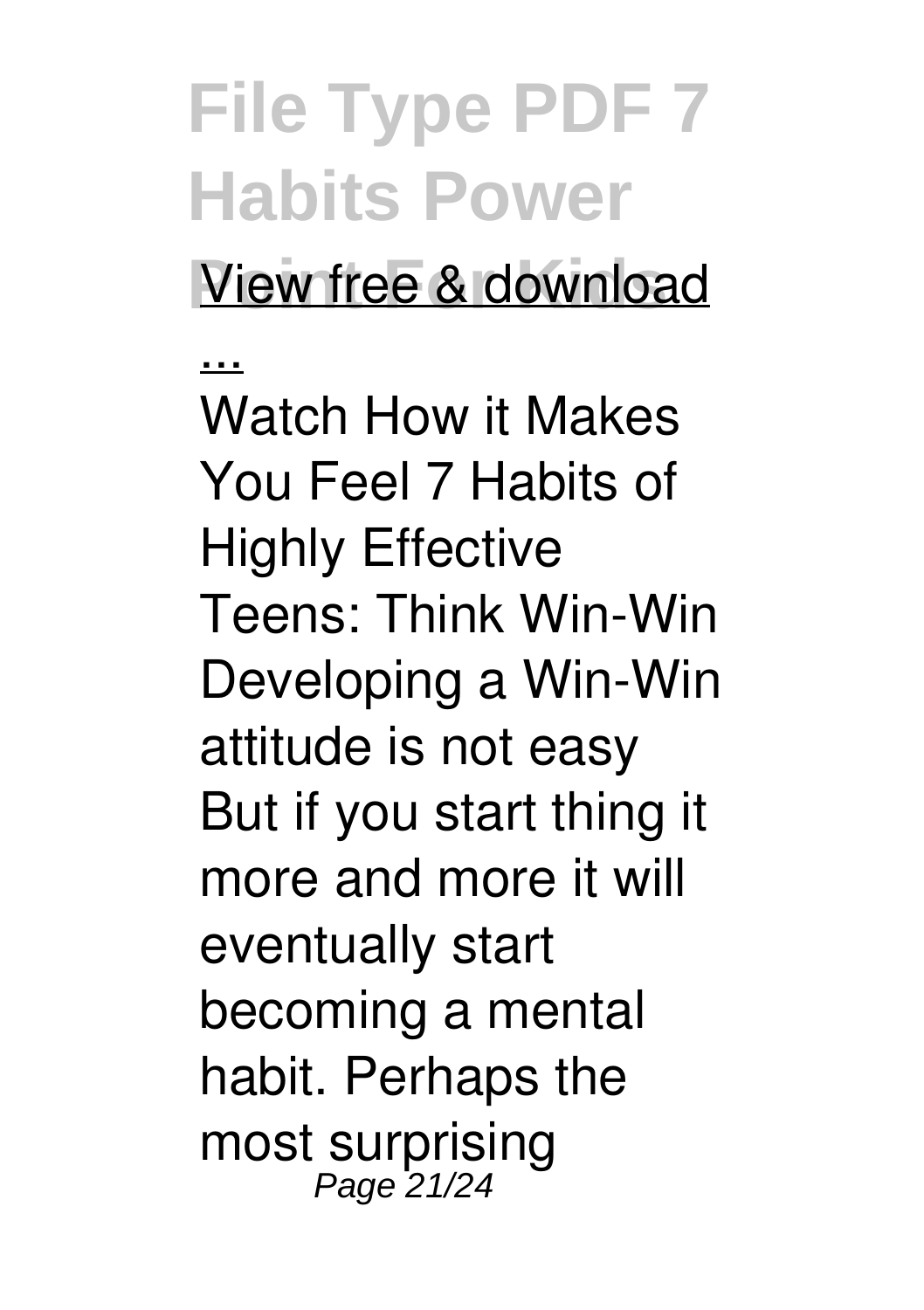View free & download

...

Watch How it Makes You Feel 7 Habits of Highly Effective Teens: Think Win-Win Developing a Win-Win attitude is not easy But if you start thing it more and more it will eventually start becoming a mental habit. Perhaps the most surprising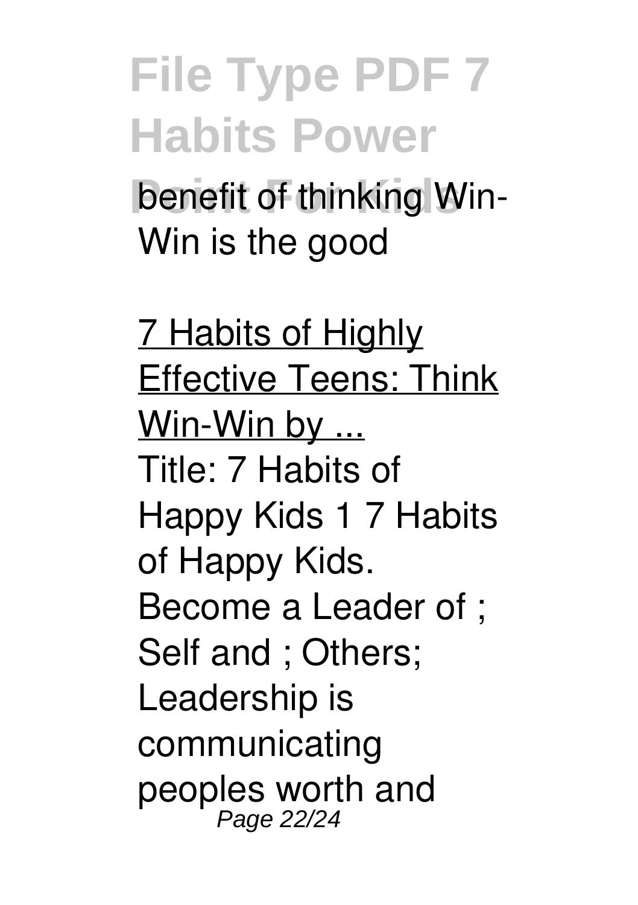benefit of thinking Win-Win is the good

7 Habits of Highly Effective Teens: Think Win-Win by ...

Title: 7 Habits of Happy Kids 1 7 Habits of Happy Kids. Become a Leader of ; Self and ; Others; Leadership is communicating peoples worth and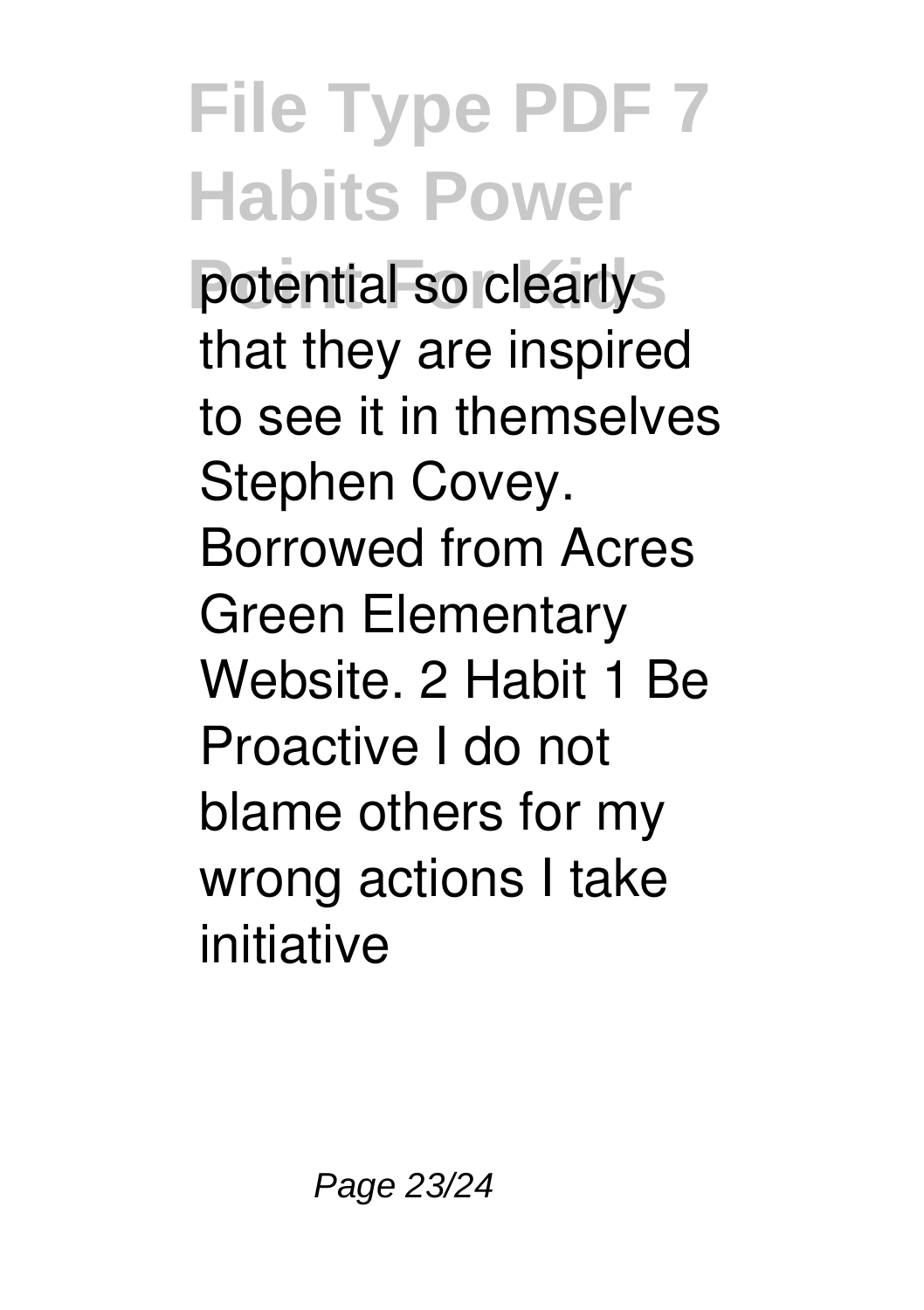potential so clearly that they are inspired to see it in themselves Stephen Covey. Borrowed from Acres Green Elementary Website. 2 Habit 1 Be Proactive I do not blame others for my wrong actions I take initiative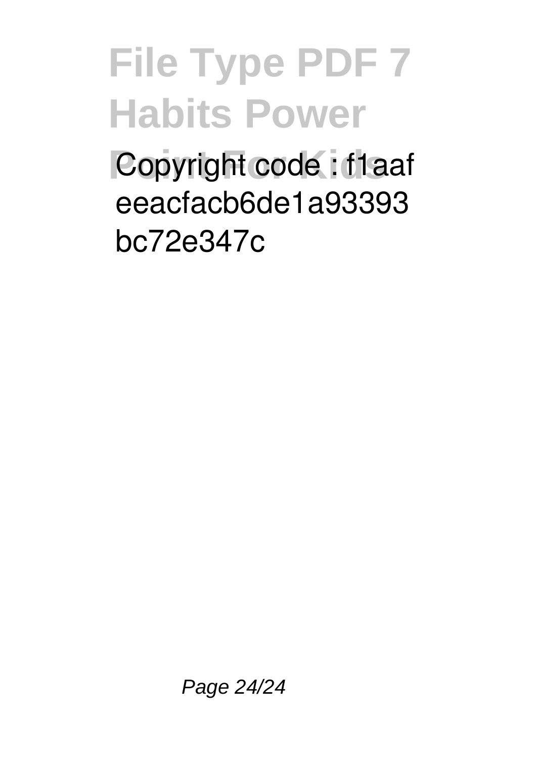Copyright code : f1aafeeacfacb6de1a93393bc72e347c